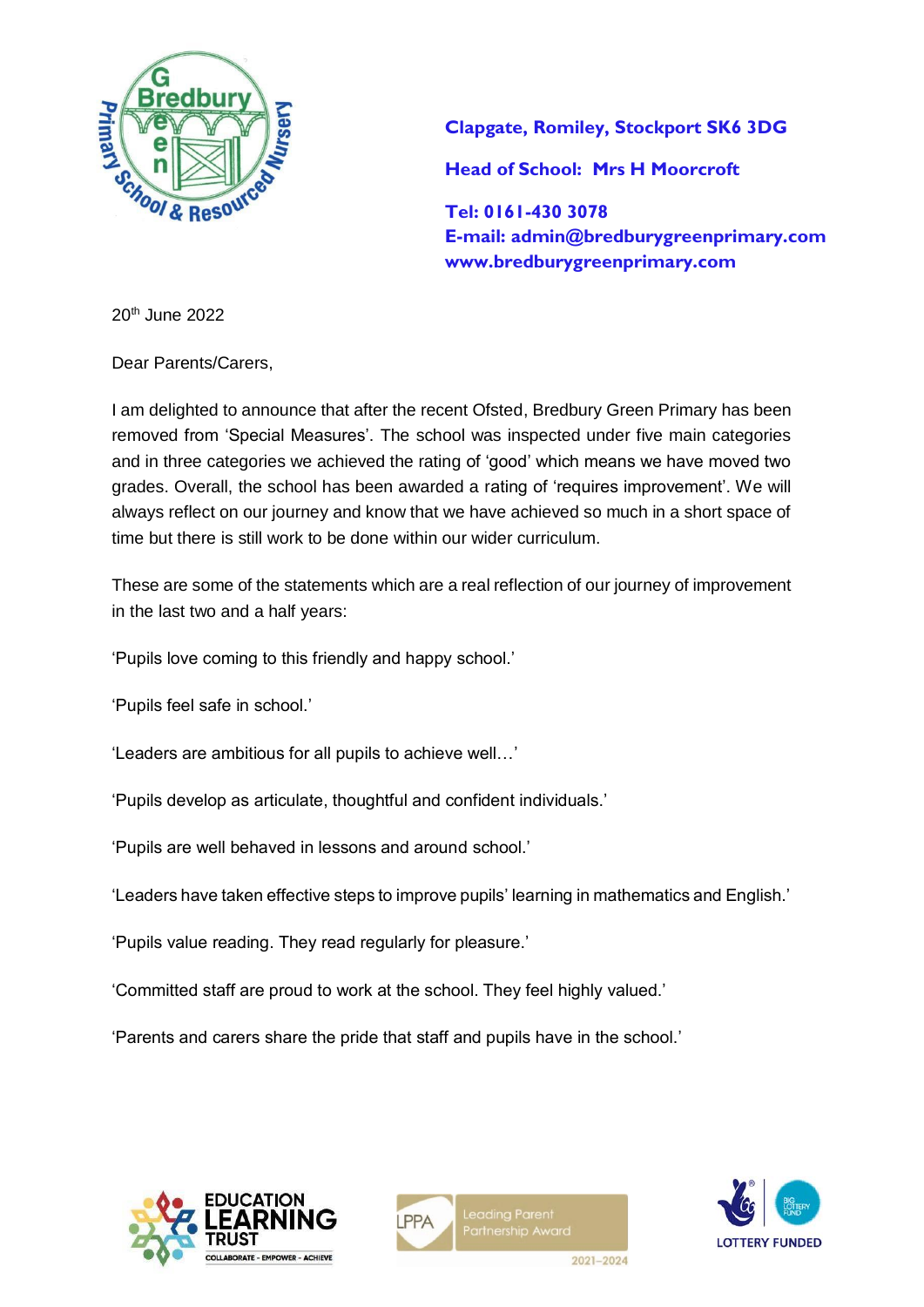Clapgate, Romiley, Stockport SK6 3DG

Head of School: Mrs H Moorcroft

Tel: 0161-430 3078
E-mail: admin@bredburygreenprimary.com
www.bredburygreenprimary.com

20th June 2022

Dear Parents/Carers,

I am delighted to announce that after the recent Ofsted, Bredbury Green Primary has been removed from 'Special Measures'. The school was inspected under five main categories and in three categories we achieved the rating of 'good' which means we have moved two grades. Overall, the school has been awarded a rating of 'requires improvement'. We will always reflect on our journey and know that we have achieved so much in a short space of time but there is still work to be done within our wider curriculum.

These are some of the statements which are a real reflection of our journey of improvement in the last two and a half years:

'Pupils love coming to this friendly and happy school.'

'Pupils feel safe in school.'

'Leaders are ambitious for all pupils to achieve well…'

'Pupils develop as articulate, thoughtful and confident individuals.'

'Pupils are well behaved in lessons and around school.'

'Leaders have taken effective steps to improve pupils' learning in mathematics and English.'

'Pupils value reading. They read regularly for pleasure.'

'Committed staff are proud to work at the school. They feel highly valued.'

'Parents and carers share the pride that staff and pupils have in the school.'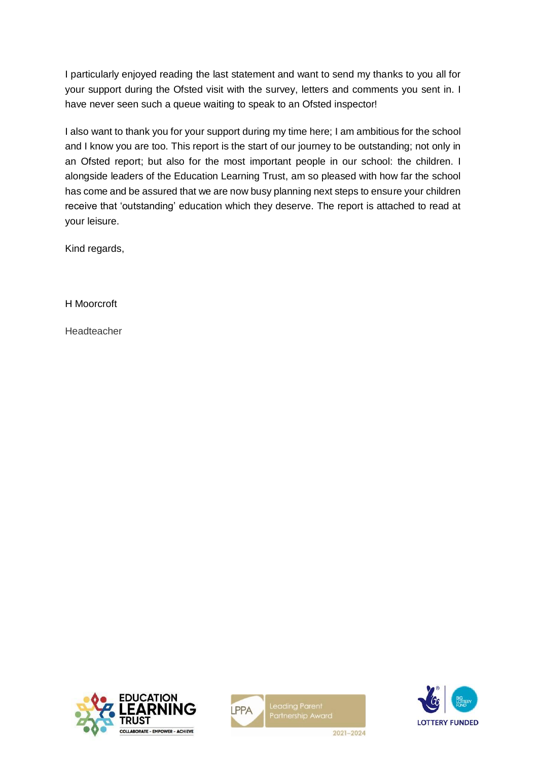I particularly enjoyed reading the last statement and want to send my thanks to you all for your support during the Ofsted visit with the survey, letters and comments you sent in. I have never seen such a queue waiting to speak to an Ofsted inspector!

I also want to thank you for your support during my time here; I am ambitious for the school and I know you are too. This report is the start of our journey to be outstanding; not only in an Ofsted report; but also for the most important people in our school: the children. I alongside leaders of the Education Learning Trust, am so pleased with how far the school has come and be assured that we are now busy planning next steps to ensure your children receive that 'outstanding' education which they deserve. The report is attached to read at your leisure.

Kind regards,

H Moorcroft

Headteacher

EDUCATION LEARNING TRUST
COLLABORATE - EMPOWER - ACHIEVE

LPPA Leading Parent Partnership Award
2021–2024

BIG LOTTERY FUND
LOTTERY FUNDED